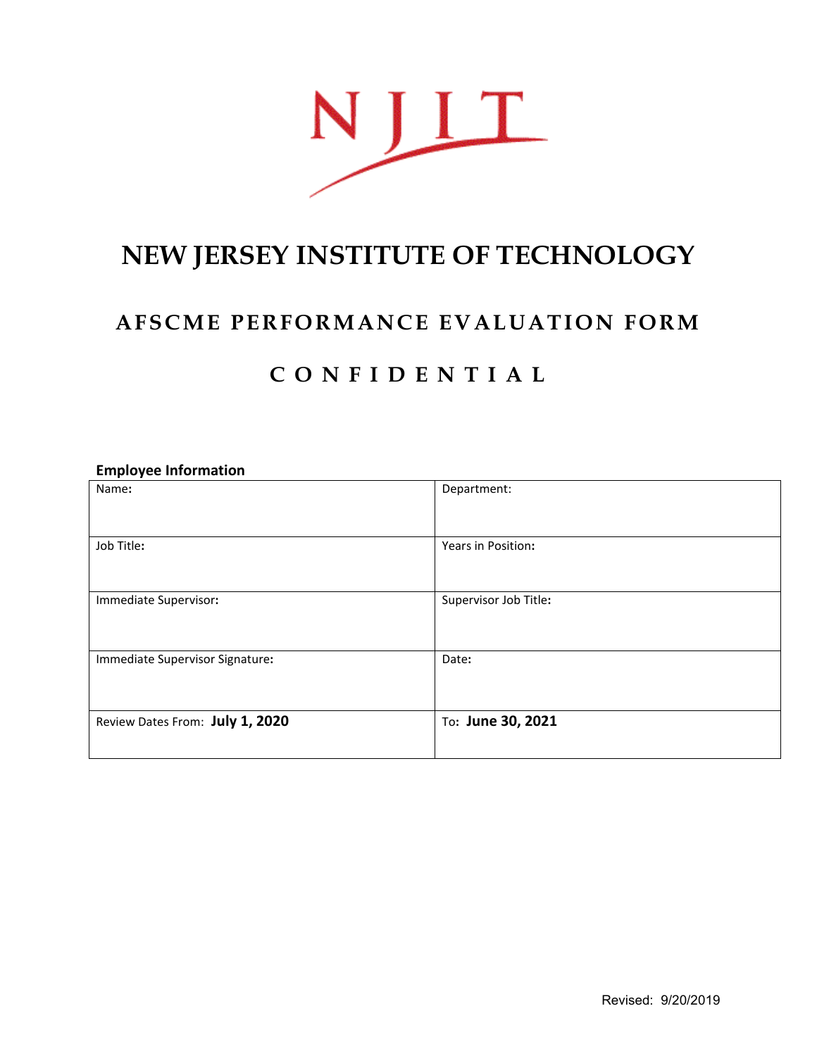NJIT

# NEW JERSEY INSTITUTE OF TECHNOLOGY

## AFSCME PERFORMANCE EVALUATION FORM

## C O N F I D E N T I A L

**Employee Information**

| Name: | Department: |
|---|---|
| Job Title: | Years in Position: |
| Immediate Supervisor: | Supervisor Job Title: |
| Immediate Supervisor Signature: | Date: |
| Review Dates From: **July 1, 2020** | To: **June 30, 2021** |

Revised: 9/20/2019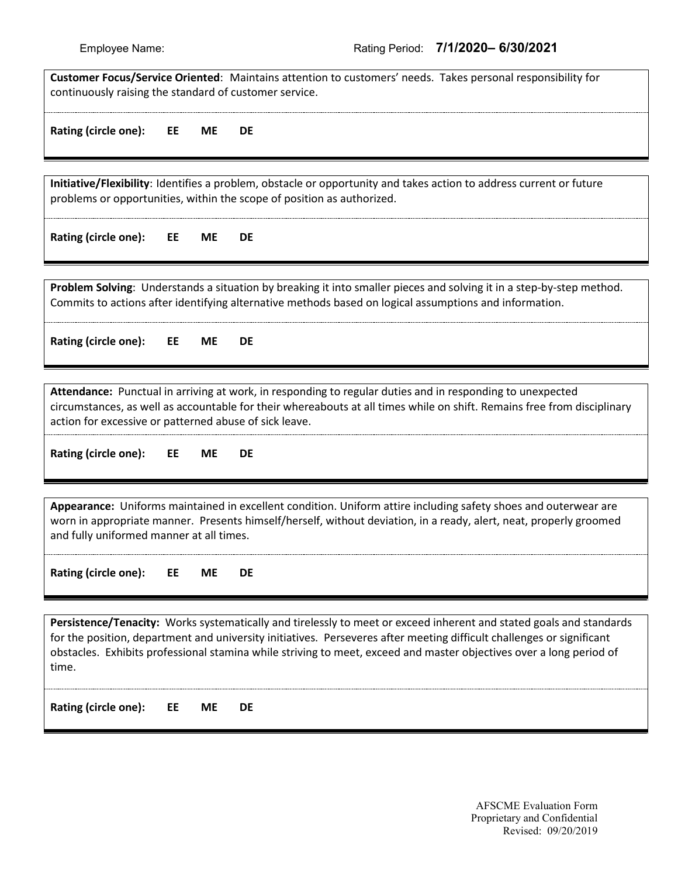Employee Name: Rating Period: **7/1/2020– 6/30/2021**

**Customer Focus/Service Oriented**: Maintains attention to customers' needs. Takes personal responsibility for continuously raising the standard of customer service.

**Rating (circle one): EE ME DE**

---

**Initiative/Flexibility**: Identifies a problem, obstacle or opportunity and takes action to address current or future problems or opportunities, within the scope of position as authorized.

**Rating (circle one): EE ME DE**

---

**Problem Solving**: Understands a situation by breaking it into smaller pieces and solving it in a step-by-step method. Commits to actions after identifying alternative methods based on logical assumptions and information.

**Rating (circle one): EE ME DE**

---

**Attendance:** Punctual in arriving at work, in responding to regular duties and in responding to unexpected circumstances, as well as accountable for their whereabouts at all times while on shift. Remains free from disciplinary action for excessive or patterned abuse of sick leave.

**Rating (circle one): EE ME DE**

---

**Appearance:** Uniforms maintained in excellent condition. Uniform attire including safety shoes and outerwear are worn in appropriate manner. Presents himself/herself, without deviation, in a ready, alert, neat, properly groomed and fully uniformed manner at all times.

**Rating (circle one): EE ME DE**

---

**Persistence/Tenacity:** Works systematically and tirelessly to meet or exceed inherent and stated goals and standards for the position, department and university initiatives. Perseveres after meeting difficult challenges or significant obstacles. Exhibits professional stamina while striving to meet, exceed and master objectives over a long period of time.

**Rating (circle one): EE ME DE**

AFSCME Evaluation Form
Proprietary and Confidential
Revised: 09/20/2019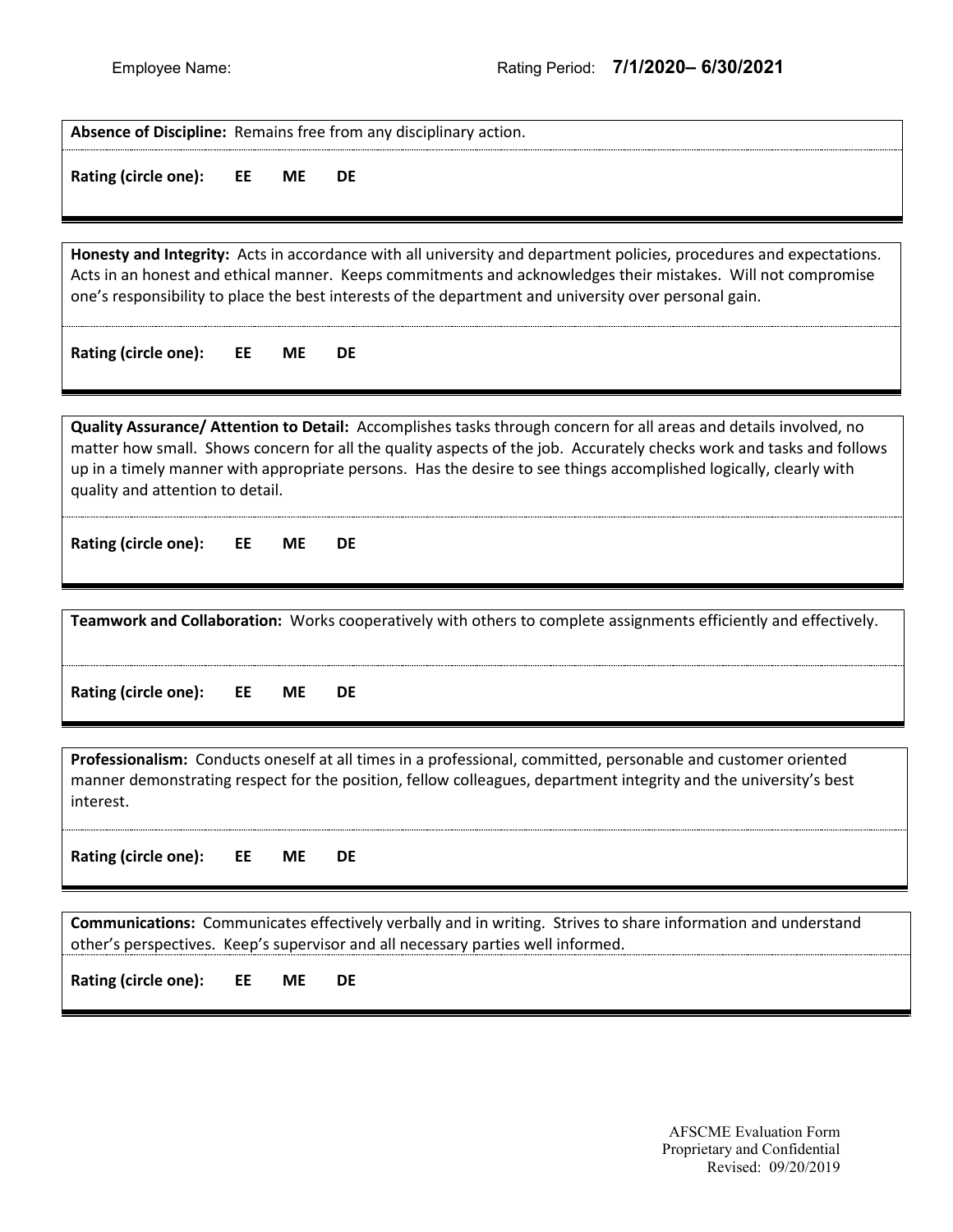Employee Name: Rating Period: **7/1/2020– 6/30/2021**

**Absence of Discipline:** Remains free from any disciplinary action.

**Rating (circle one): EE ME DE**

---

**Honesty and Integrity:** Acts in accordance with all university and department policies, procedures and expectations. Acts in an honest and ethical manner. Keeps commitments and acknowledges their mistakes. Will not compromise one's responsibility to place the best interests of the department and university over personal gain.

**Rating (circle one): EE ME DE**

---

**Quality Assurance/ Attention to Detail:** Accomplishes tasks through concern for all areas and details involved, no matter how small. Shows concern for all the quality aspects of the job. Accurately checks work and tasks and follows up in a timely manner with appropriate persons. Has the desire to see things accomplished logically, clearly with quality and attention to detail.

**Rating (circle one): EE ME DE**

---

**Teamwork and Collaboration:** Works cooperatively with others to complete assignments efficiently and effectively.

**Rating (circle one): EE ME DE**

---

**Professionalism:** Conducts oneself at all times in a professional, committed, personable and customer oriented manner demonstrating respect for the position, fellow colleagues, department integrity and the university's best interest.

**Rating (circle one): EE ME DE**

---

**Communications:** Communicates effectively verbally and in writing. Strives to share information and understand other's perspectives. Keep's supervisor and all necessary parties well informed.

**Rating (circle one): EE ME DE**

---

AFSCME Evaluation Form
Proprietary and Confidential
Revised: 09/20/2019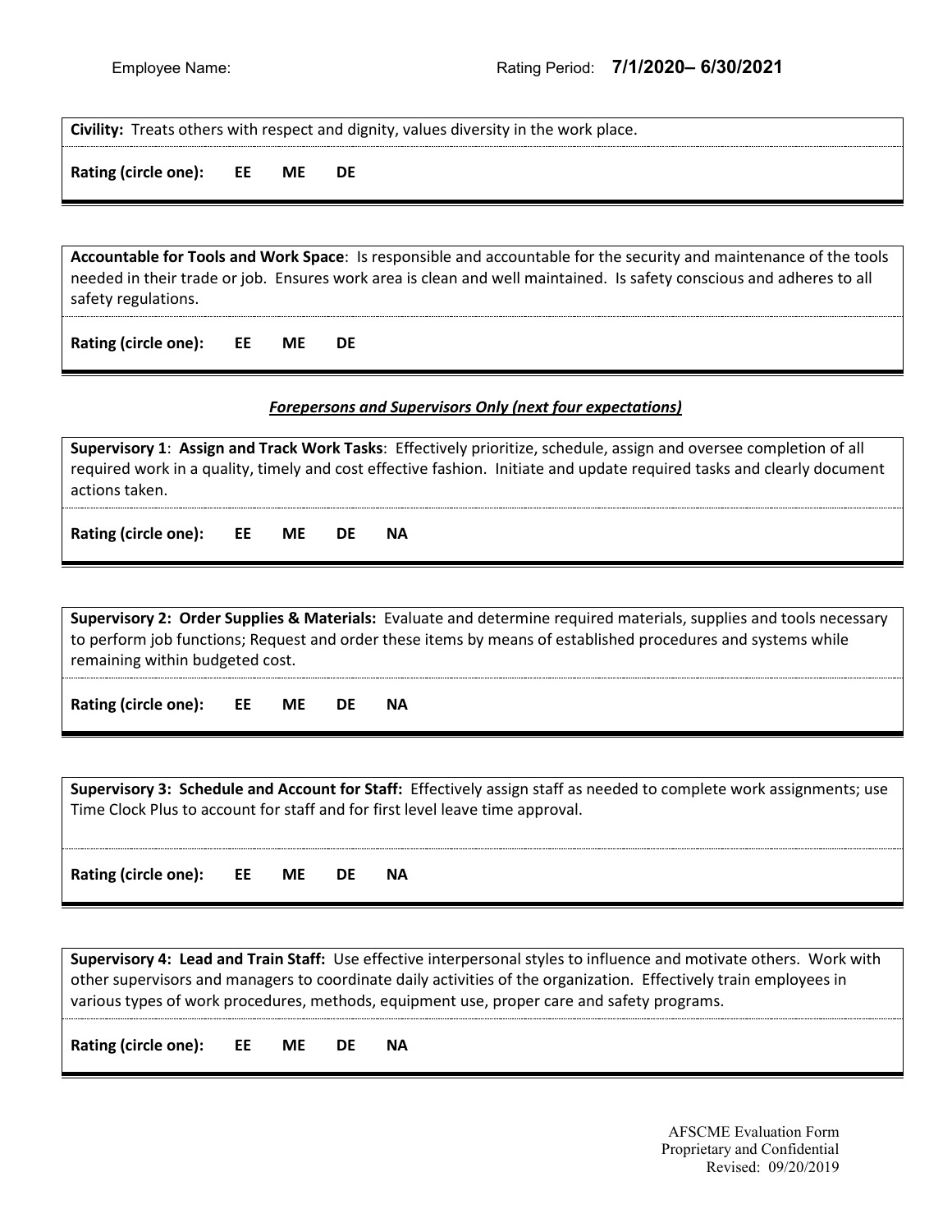Employee Name: Rating Period: **7/1/2020– 6/30/2021**

**Civility:** Treats others with respect and dignity, values diversity in the work place.

**Rating (circle one): EE ME DE**

**Accountable for Tools and Work Space**: Is responsible and accountable for the security and maintenance of the tools needed in their trade or job. Ensures work area is clean and well maintained. Is safety conscious and adheres to all safety regulations.

**Rating (circle one): EE ME DE**

***Forepersons and Supervisors Only (next four expectations)***

**Supervisory 1**: **Assign and Track Work Tasks**: Effectively prioritize, schedule, assign and oversee completion of all required work in a quality, timely and cost effective fashion. Initiate and update required tasks and clearly document actions taken.

**Rating (circle one): EE ME DE NA**

**Supervisory 2: Order Supplies & Materials:** Evaluate and determine required materials, supplies and tools necessary to perform job functions; Request and order these items by means of established procedures and systems while remaining within budgeted cost.

**Rating (circle one): EE ME DE NA**

**Supervisory 3: Schedule and Account for Staff:** Effectively assign staff as needed to complete work assignments; use Time Clock Plus to account for staff and for first level leave time approval.

**Rating (circle one): EE ME DE NA**

**Supervisory 4: Lead and Train Staff:** Use effective interpersonal styles to influence and motivate others. Work with other supervisors and managers to coordinate daily activities of the organization. Effectively train employees in various types of work procedures, methods, equipment use, proper care and safety programs.

**Rating (circle one): EE ME DE NA**

AFSCME Evaluation Form
Proprietary and Confidential
Revised: 09/20/2019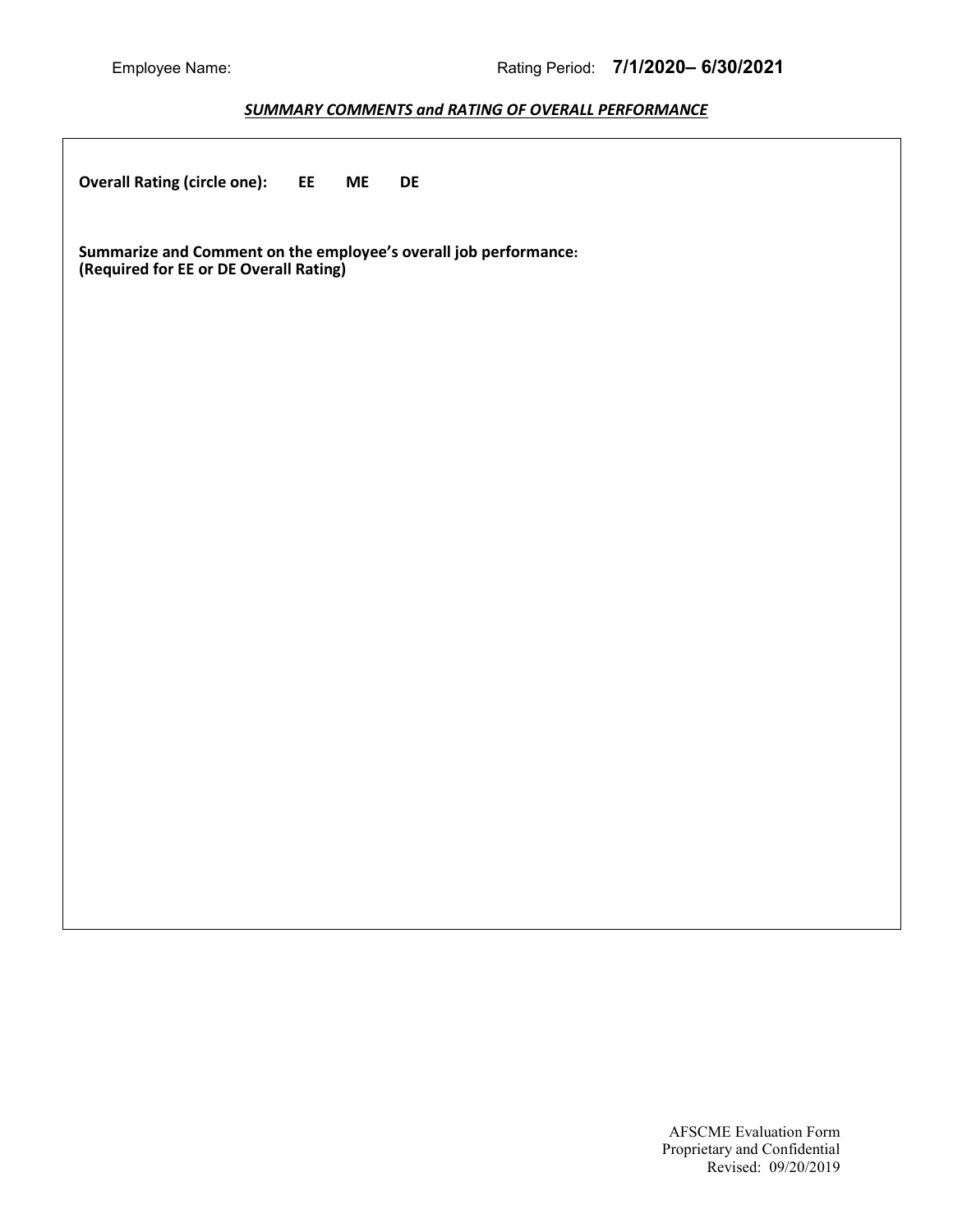Employee Name: Rating Period: **7/1/2020– 6/30/2021**

***SUMMARY COMMENTS and RATING OF OVERALL PERFORMANCE***

**Overall Rating (circle one): EE ME DE**

**Summarize and Comment on the employee's overall job performance:**
**(Required for EE or DE Overall Rating)**

AFSCME Evaluation Form
Proprietary and Confidential
Revised: 09/20/2019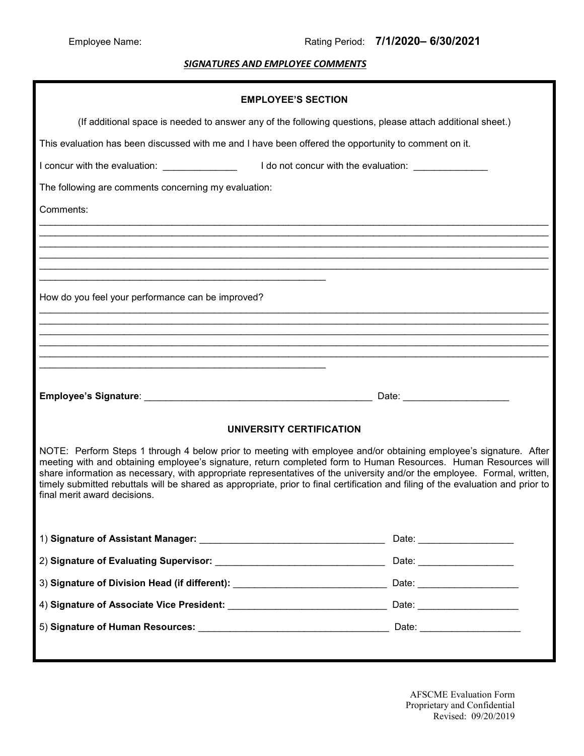Employee Name: Rating Period: **7/1/2020– 6/30/2021**

***SIGNATURES AND EMPLOYEE COMMENTS***

**EMPLOYEE'S SECTION**

(If additional space is needed to answer any of the following questions, please attach additional sheet.)

This evaluation has been discussed with me and I have been offered the opportunity to comment on it.

I concur with the evaluation: ______________ I do not concur with the evaluation: ______________

The following are comments concerning my evaluation:

Comments:

_____________________________________________________________________________________________
_____________________________________________________________________________________________
_____________________________________________________________________________________________
_____________________________________________________________________________________________
_____________________________________________________________________________________________
_____________________________________________________

How do you feel your performance can be improved?

_____________________________________________________________________________________________
_____________________________________________________________________________________________
_____________________________________________________________________________________________
_____________________________________________________________________________________________
_____________________________________________________________________________________________
_____________________________________________________

**Employee's Signature**: ___________________________________________ Date: ___________________

**UNIVERSITY CERTIFICATION**

NOTE: Perform Steps 1 through 4 below prior to meeting with employee and/or obtaining employee's signature. After meeting with and obtaining employee's signature, return completed form to Human Resources. Human Resources will share information as necessary, with appropriate representatives of the university and/or the employee. Formal, written, timely submitted rebuttals will be shared as appropriate, prior to final certification and filing of the evaluation and prior to final merit award decisions.

1) **Signature of Assistant Manager:** ___________________________________ Date: _________________

2) **Signature of Evaluating Supervisor:** _______________________________ Date: _________________

3) **Signature of Division Head (if different):** ____________________________ Date: __________________

4) **Signature of Associate Vice President:** ______________________________ Date: __________________

5) **Signature of Human Resources:** ____________________________________ Date: __________________

AFSCME Evaluation Form
Proprietary and Confidential
Revised: 09/20/2019